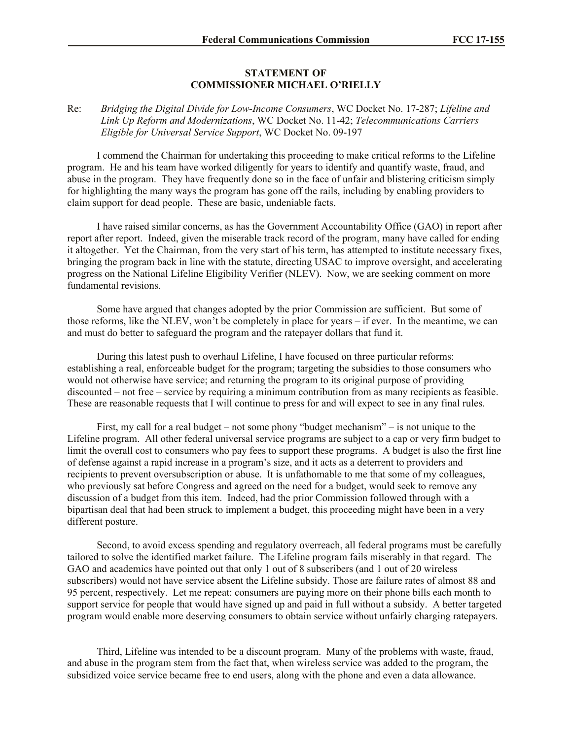**STATEMENT OF**
**COMMISSIONER MICHAEL O'RIELLY**

Re: *Bridging the Digital Divide for Low-Income Consumers*, WC Docket No. 17-287; *Lifeline and Link Up Reform and Modernizations*, WC Docket No. 11-42; *Telecommunications Carriers Eligible for Universal Service Support*, WC Docket No. 09-197

I commend the Chairman for undertaking this proceeding to make critical reforms to the Lifeline program. He and his team have worked diligently for years to identify and quantify waste, fraud, and abuse in the program. They have frequently done so in the face of unfair and blistering criticism simply for highlighting the many ways the program has gone off the rails, including by enabling providers to claim support for dead people. These are basic, undeniable facts.

I have raised similar concerns, as has the Government Accountability Office (GAO) in report after report after report. Indeed, given the miserable track record of the program, many have called for ending it altogether. Yet the Chairman, from the very start of his term, has attempted to institute necessary fixes, bringing the program back in line with the statute, directing USAC to improve oversight, and accelerating progress on the National Lifeline Eligibility Verifier (NLEV). Now, we are seeking comment on more fundamental revisions.

Some have argued that changes adopted by the prior Commission are sufficient. But some of those reforms, like the NLEV, won't be completely in place for years – if ever. In the meantime, we can and must do better to safeguard the program and the ratepayer dollars that fund it.

During this latest push to overhaul Lifeline, I have focused on three particular reforms: establishing a real, enforceable budget for the program; targeting the subsidies to those consumers who would not otherwise have service; and returning the program to its original purpose of providing discounted – not free – service by requiring a minimum contribution from as many recipients as feasible. These are reasonable requests that I will continue to press for and will expect to see in any final rules.

First, my call for a real budget – not some phony "budget mechanism" – is not unique to the Lifeline program. All other federal universal service programs are subject to a cap or very firm budget to limit the overall cost to consumers who pay fees to support these programs. A budget is also the first line of defense against a rapid increase in a program's size, and it acts as a deterrent to providers and recipients to prevent oversubscription or abuse. It is unfathomable to me that some of my colleagues, who previously sat before Congress and agreed on the need for a budget, would seek to remove any discussion of a budget from this item. Indeed, had the prior Commission followed through with a bipartisan deal that had been struck to implement a budget, this proceeding might have been in a very different posture.

Second, to avoid excess spending and regulatory overreach, all federal programs must be carefully tailored to solve the identified market failure. The Lifeline program fails miserably in that regard. The GAO and academics have pointed out that only 1 out of 8 subscribers (and 1 out of 20 wireless subscribers) would not have service absent the Lifeline subsidy. Those are failure rates of almost 88 and 95 percent, respectively. Let me repeat: consumers are paying more on their phone bills each month to support service for people that would have signed up and paid in full without a subsidy. A better targeted program would enable more deserving consumers to obtain service without unfairly charging ratepayers.

Third, Lifeline was intended to be a discount program. Many of the problems with waste, fraud, and abuse in the program stem from the fact that, when wireless service was added to the program, the subsidized voice service became free to end users, along with the phone and even a data allowance.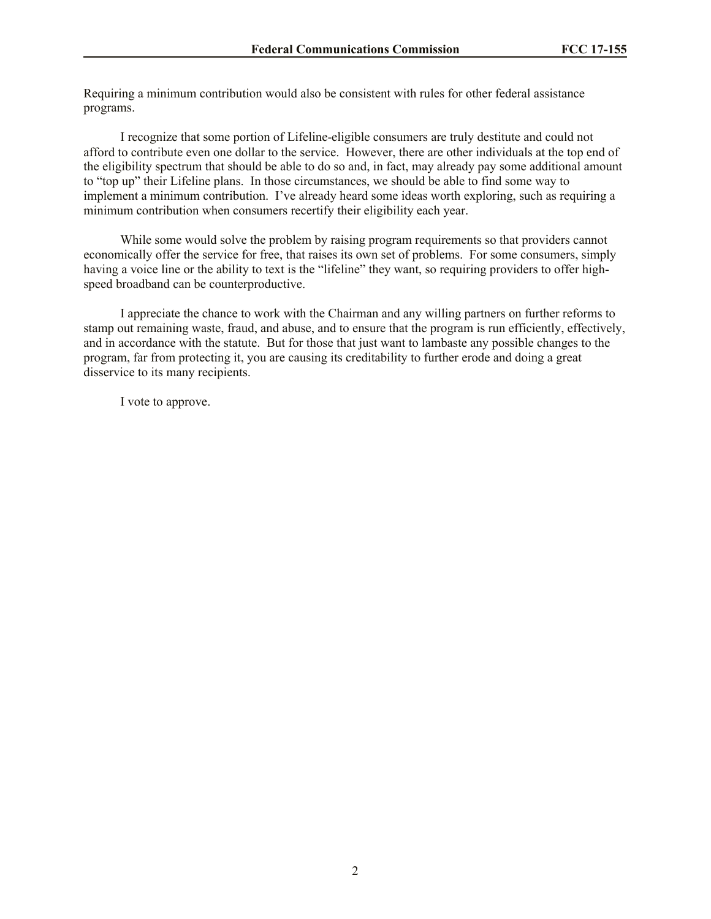Requiring a minimum contribution would also be consistent with rules for other federal assistance programs.

I recognize that some portion of Lifeline-eligible consumers are truly destitute and could not afford to contribute even one dollar to the service. However, there are other individuals at the top end of the eligibility spectrum that should be able to do so and, in fact, may already pay some additional amount to "top up" their Lifeline plans. In those circumstances, we should be able to find some way to implement a minimum contribution. I've already heard some ideas worth exploring, such as requiring a minimum contribution when consumers recertify their eligibility each year.

While some would solve the problem by raising program requirements so that providers cannot economically offer the service for free, that raises its own set of problems. For some consumers, simply having a voice line or the ability to text is the "lifeline" they want, so requiring providers to offer high-speed broadband can be counterproductive.

I appreciate the chance to work with the Chairman and any willing partners on further reforms to stamp out remaining waste, fraud, and abuse, and to ensure that the program is run efficiently, effectively, and in accordance with the statute. But for those that just want to lambaste any possible changes to the program, far from protecting it, you are causing its creditability to further erode and doing a great disservice to its many recipients.

I vote to approve.